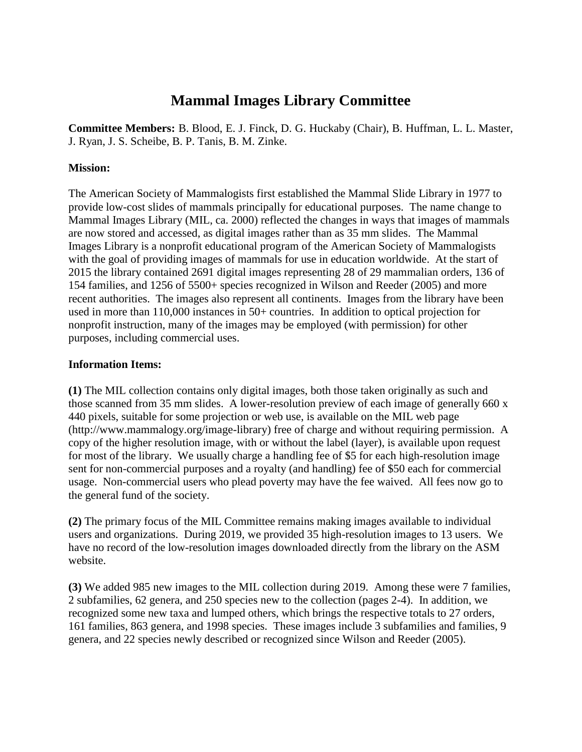# Mammal Images Library Committee

**Committee Members:** B. Blood, E. J. Finck, D. G. Huckaby (Chair), B. Huffman, L. L. Master, J. Ryan, J. S. Scheibe, B. P. Tanis, B. M. Zinke.

**Mission:**

The American Society of Mammalogists first established the Mammal Slide Library in 1977 to provide low-cost slides of mammals principally for educational purposes. The name change to Mammal Images Library (MIL, ca. 2000) reflected the changes in ways that images of mammals are now stored and accessed, as digital images rather than as 35 mm slides. The Mammal Images Library is a nonprofit educational program of the American Society of Mammalogists with the goal of providing images of mammals for use in education worldwide. At the start of 2015 the library contained 2691 digital images representing 28 of 29 mammalian orders, 136 of 154 families, and 1256 of 5500+ species recognized in Wilson and Reeder (2005) and more recent authorities. The images also represent all continents. Images from the library have been used in more than 110,000 instances in 50+ countries. In addition to optical projection for nonprofit instruction, many of the images may be employed (with permission) for other purposes, including commercial uses.

**Information Items:**

**(1)** The MIL collection contains only digital images, both those taken originally as such and those scanned from 35 mm slides. A lower-resolution preview of each image of generally 660 x 440 pixels, suitable for some projection or web use, is available on the MIL web page (http://www.mammalogy.org/image-library) free of charge and without requiring permission. A copy of the higher resolution image, with or without the label (layer), is available upon request for most of the library. We usually charge a handling fee of $5 for each high-resolution image sent for non-commercial purposes and a royalty (and handling) fee of $50 each for commercial usage. Non-commercial users who plead poverty may have the fee waived. All fees now go to the general fund of the society.

**(2)** The primary focus of the MIL Committee remains making images available to individual users and organizations. During 2019, we provided 35 high-resolution images to 13 users. We have no record of the low-resolution images downloaded directly from the library on the ASM website.

**(3)** We added 985 new images to the MIL collection during 2019. Among these were 7 families, 2 subfamilies, 62 genera, and 250 species new to the collection (pages 2-4). In addition, we recognized some new taxa and lumped others, which brings the respective totals to 27 orders, 161 families, 863 genera, and 1998 species. These images include 3 subfamilies and families, 9 genera, and 22 species newly described or recognized since Wilson and Reeder (2005).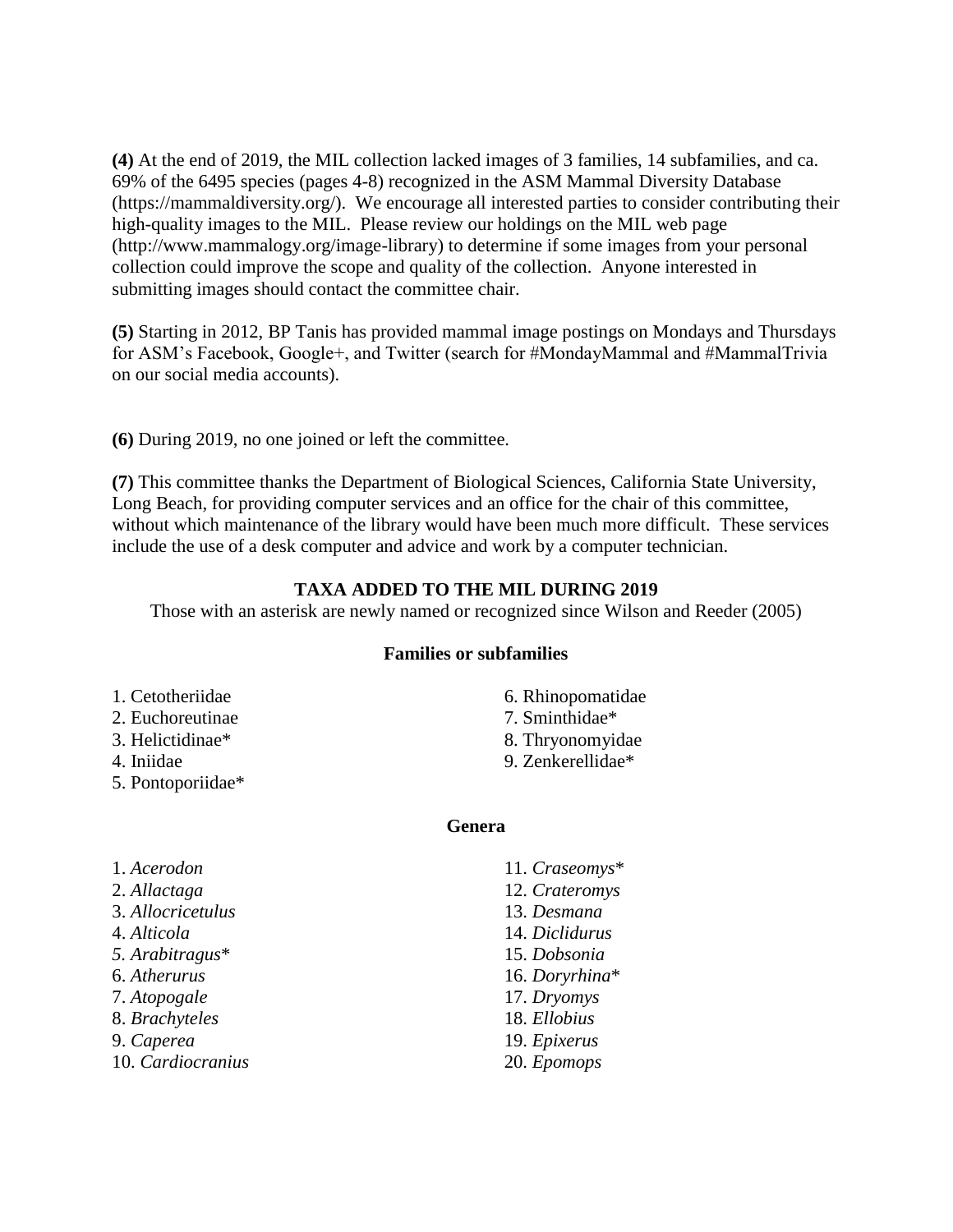**(4)** At the end of 2019, the MIL collection lacked images of 3 families, 14 subfamilies, and ca. 69% of the 6495 species (pages 4-8) recognized in the ASM Mammal Diversity Database (https://mammaldiversity.org/). We encourage all interested parties to consider contributing their high-quality images to the MIL. Please review our holdings on the MIL web page (http://www.mammalogy.org/image-library) to determine if some images from your personal collection could improve the scope and quality of the collection. Anyone interested in submitting images should contact the committee chair.

**(5)** Starting in 2012, BP Tanis has provided mammal image postings on Mondays and Thursdays for ASM's Facebook, Google+, and Twitter (search for #MondayMammal and #MammalTrivia on our social media accounts).

**(6)** During 2019, no one joined or left the committee.

**(7)** This committee thanks the Department of Biological Sciences, California State University, Long Beach, for providing computer services and an office for the chair of this committee, without which maintenance of the library would have been much more difficult. These services include the use of a desk computer and advice and work by a computer technician.

## TAXA ADDED TO THE MIL DURING 2019

Those with an asterisk are newly named or recognized since Wilson and Reeder (2005)

### Families or subfamilies

1. Cetotheriidae
2. Euchoreutinae
3. Helictidinae*
4. Iniidae
5. Pontoporiidae*
6. Rhinopomatidae
7. Sminthidae*
8. Thryonomyidae
9. Zenkerellidae*

### Genera

1. *Acerodon*
2. *Allactaga*
3. *Allocricetulus*
4. *Alticola*
5. *Arabitragus**
6. *Atherurus*
7. *Atopogale*
8. *Brachyteles*
9. *Caperea*
10. *Cardiocranius*
11. *Craseomys**
12. *Crateromys*
13. *Desmana*
14. *Diclidurus*
15. *Dobsonia*
16. *Doryrhina**
17. *Dryomys*
18. *Ellobius*
19. *Epixerus*
20. *Epomops*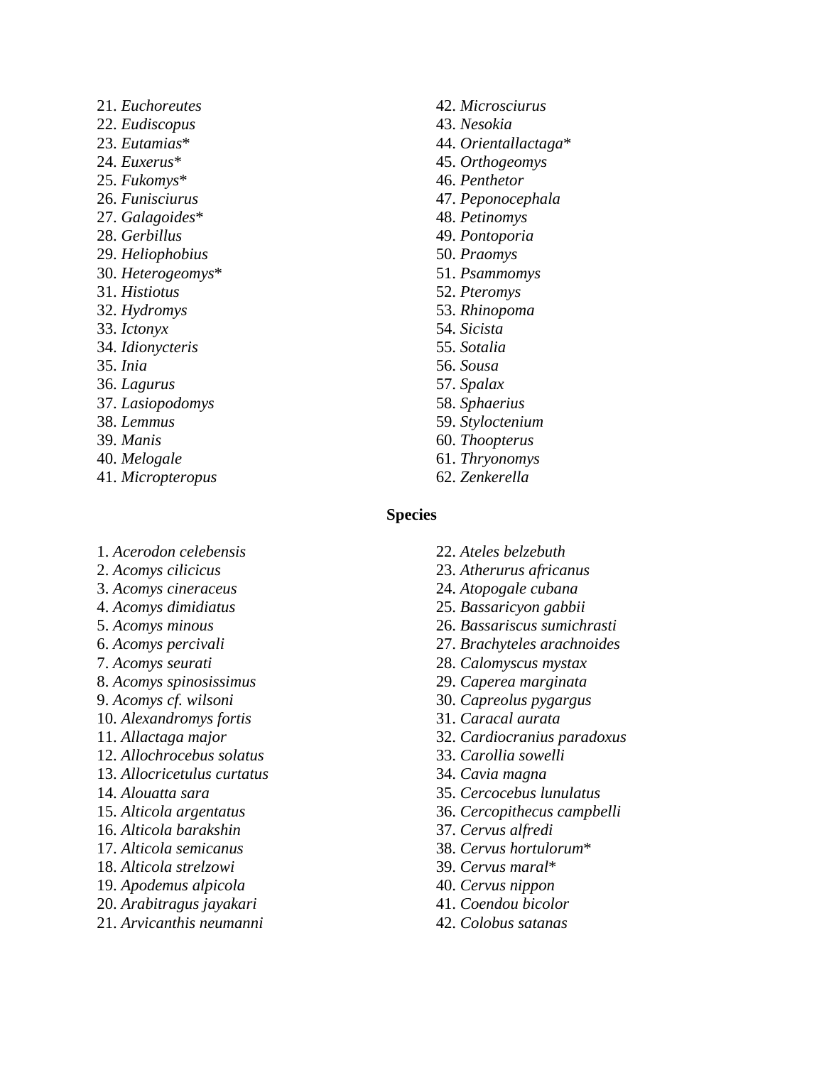21. *Euchoreutes*
22. *Eudiscopus*
23. *Eutamias**
24. *Euxerus**
25. *Fukomys**
26. *Funisciurus*
27. *Galagoides**
28. *Gerbillus*
29. *Heliophobius*
30. *Heterogeomys**
31. *Histiotus*
32. *Hydromys*
33. *Ictonyx*
34. *Idionycteris*
35. *Inia*
36. *Lagurus*
37. *Lasiopodomys*
38. *Lemmus*
39. *Manis*
40. *Melogale*
41. *Micropteropus*
42. *Microsciurus*
43. *Nesokia*
44. *Orientallactaga**
45. *Orthogeomys*
46. *Penthetor*
47. *Peponocephala*
48. *Petinomys*
49. *Pontoporia*
50. *Praomys*
51. *Psammomys*
52. *Pteromys*
53. *Rhinopoma*
54. *Sicista*
55. *Sotalia*
56. *Sousa*
57. *Spalax*
58. *Sphaerius*
59. *Styloctenium*
60. *Thoopterus*
61. *Thryonomys*
62. *Zenkerella*

**Species**

1. *Acerodon celebensis*
2. *Acomys cilicicus*
3. *Acomys cineraceus*
4. *Acomys dimidiatus*
5. *Acomys minous*
6. *Acomys percivali*
7. *Acomys seurati*
8. *Acomys spinosissimus*
9. *Acomys cf. wilsoni*
10. *Alexandromys fortis*
11. *Allactaga major*
12. *Allochrocebus solatus*
13. *Allocricetulus curtatus*
14. *Alouatta sara*
15. *Alticola argentatus*
16. *Alticola barakshin*
17. *Alticola semicanus*
18. *Alticola strelzowi*
19. *Apodemus alpicola*
20. *Arabitragus jayakari*
21. *Arvicanthis neumanni*
22. *Ateles belzebuth*
23. *Atherurus africanus*
24. *Atopogale cubana*
25. *Bassaricyon gabbii*
26. *Bassariscus sumichrasti*
27. *Brachyteles arachnoides*
28. *Calomyscus mystax*
29. *Caperea marginata*
30. *Capreolus pygargus*
31. *Caracal aurata*
32. *Cardiocranius paradoxus*
33. *Carollia sowelli*
34. *Cavia magna*
35. *Cercocebus lunulatus*
36. *Cercopithecus campbelli*
37. *Cervus alfredi*
38. *Cervus hortulorum**
39. *Cervus maral**
40. *Cervus nippon*
41. *Coendou bicolor*
42. *Colobus satanas*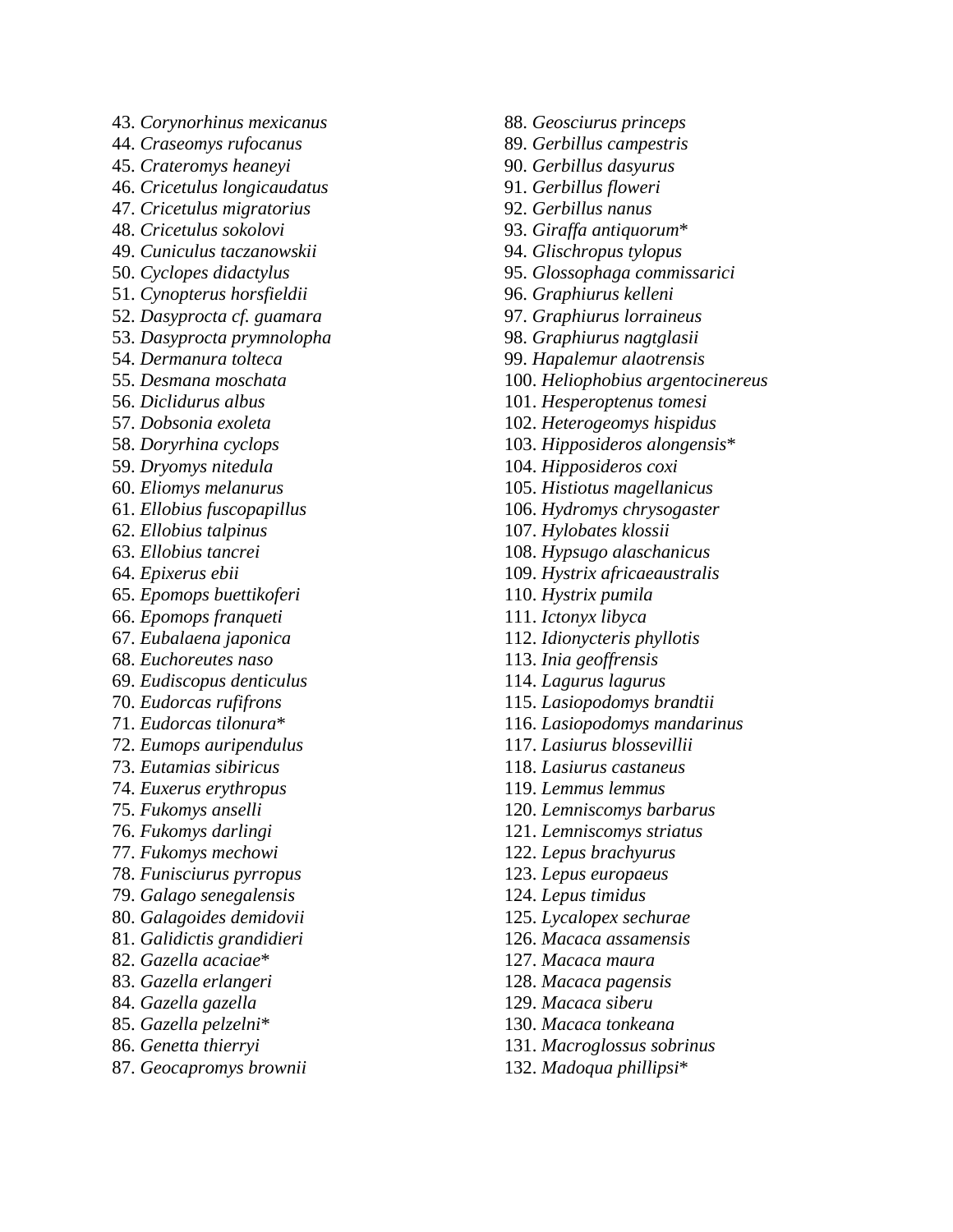43. *Corynorhinus mexicanus*
44. *Craseomys rufocanus*
45. *Crateromys heaneyi*
46. *Cricetulus longicaudatus*
47. *Cricetulus migratorius*
48. *Cricetulus sokolovi*
49. *Cuniculus taczanowskii*
50. *Cyclopes didactylus*
51. *Cynopterus horsfieldii*
52. *Dasyprocta cf. guamara*
53. *Dasyprocta prymnolopha*
54. *Dermanura tolteca*
55. *Desmana moschata*
56. *Diclidurus albus*
57. *Dobsonia exoleta*
58. *Doryrhina cyclops*
59. *Dryomys nitedula*
60. *Eliomys melanurus*
61. *Ellobius fuscopapillus*
62. *Ellobius talpinus*
63. *Ellobius tancrei*
64. *Epixerus ebii*
65. *Epomops buettikoferi*
66. *Epomops franqueti*
67. *Eubalaena japonica*
68. *Euchoreutes naso*
69. *Eudiscopus denticulus*
70. *Eudorcas rufifrons*
71. *Eudorcas tilonura**
72. *Eumops auripendulus*
73. *Eutamias sibiricus*
74. *Euxerus erythropus*
75. *Fukomys anselli*
76. *Fukomys darlingi*
77. *Fukomys mechowi*
78. *Funisciurus pyrropus*
79. *Galago senegalensis*
80. *Galagoides demidovii*
81. *Galidictis grandidieri*
82. *Gazella acaciae**
83. *Gazella erlangeri*
84. *Gazella gazella*
85. *Gazella pelzelni**
86. *Genetta thierryi*
87. *Geocapromys brownii*
88. *Geosciurus princeps*
89. *Gerbillus campestris*
90. *Gerbillus dasyurus*
91. *Gerbillus floweri*
92. *Gerbillus nanus*
93. *Giraffa antiquorum**
94. *Glischropus tylopus*
95. *Glossophaga commissarici*
96. *Graphiurus kelleni*
97. *Graphiurus lorraineus*
98. *Graphiurus nagtglasii*
99. *Hapalemur alaotrensis*
100. *Heliophobius argentocinereus*
101. *Hesperoptenus tomesi*
102. *Heterogeomys hispidus*
103. *Hipposideros alongensis**
104. *Hipposideros coxi*
105. *Histiotus magellanicus*
106. *Hydromys chrysogaster*
107. *Hylobates klossii*
108. *Hypsugo alaschanicus*
109. *Hystrix africaeaustralis*
110. *Hystrix pumila*
111. *Ictonyx libyca*
112. *Idionycteris phyllotis*
113. *Inia geoffrensis*
114. *Lagurus lagurus*
115. *Lasiopodomys brandtii*
116. *Lasiopodomys mandarinus*
117. *Lasiurus blossevillii*
118. *Lasiurus castaneus*
119. *Lemmus lemmus*
120. *Lemniscomys barbarus*
121. *Lemniscomys striatus*
122. *Lepus brachyurus*
123. *Lepus europaeus*
124. *Lepus timidus*
125. *Lycalopex sechurae*
126. *Macaca assamensis*
127. *Macaca maura*
128. *Macaca pagensis*
129. *Macaca siberu*
130. *Macaca tonkeana*
131. *Macroglossus sobrinus*
132. *Madoqua phillipsi**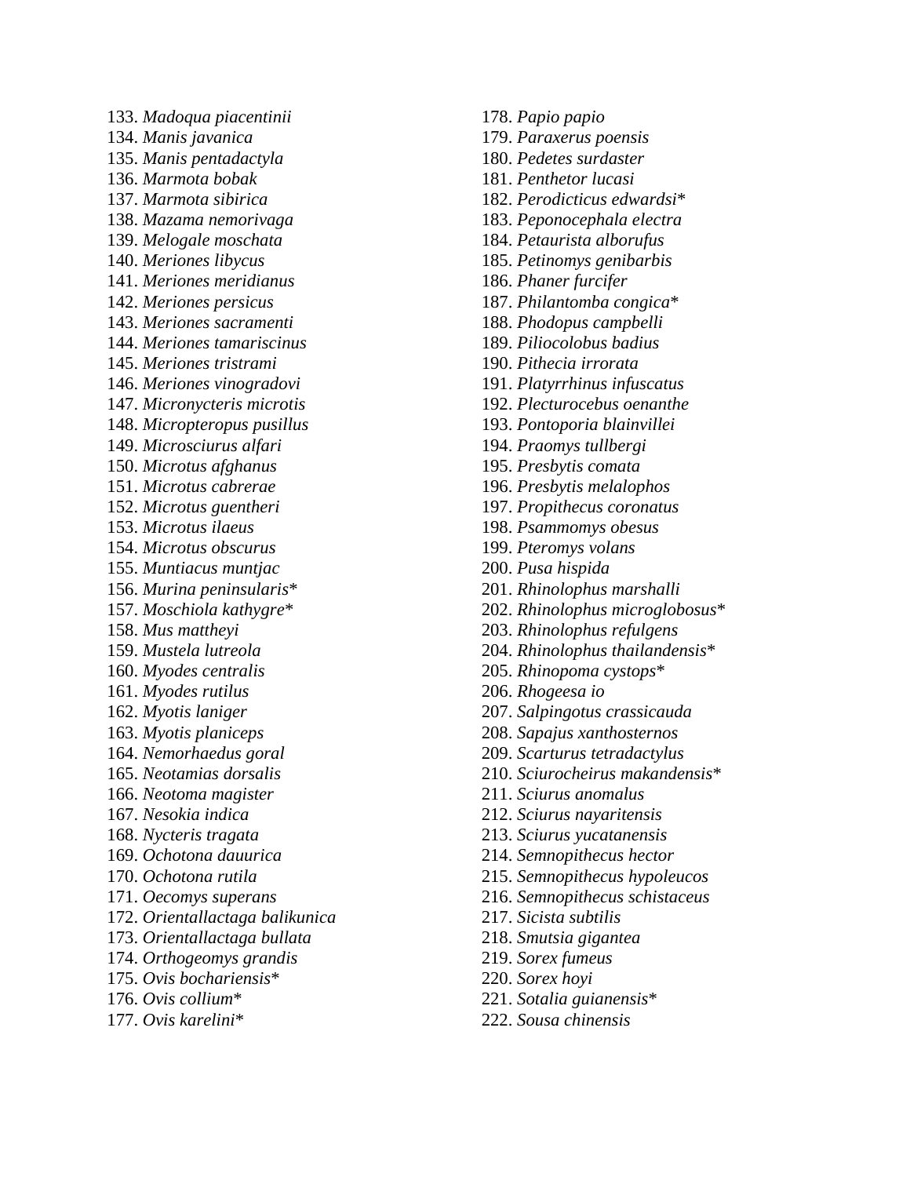133. *Madoqua piacentinii*
134. *Manis javanica*
135. *Manis pentadactyla*
136. *Marmota bobak*
137. *Marmota sibirica*
138. *Mazama nemorivaga*
139. *Melogale moschata*
140. *Meriones libycus*
141. *Meriones meridianus*
142. *Meriones persicus*
143. *Meriones sacramenti*
144. *Meriones tamariscinus*
145. *Meriones tristrami*
146. *Meriones vinogradovi*
147. *Micronycteris microtis*
148. *Micropteropus pusillus*
149. *Microsciurus alfari*
150. *Microtus afghanus*
151. *Microtus cabrerae*
152. *Microtus guentheri*
153. *Microtus ilaeus*
154. *Microtus obscurus*
155. *Muntiacus muntjac*
156. *Murina peninsularis**
157. *Moschiola kathygre**
158. *Mus mattheyi*
159. *Mustela lutreola*
160. *Myodes centralis*
161. *Myodes rutilus*
162. *Myotis laniger*
163. *Myotis planiceps*
164. *Nemorhaedus goral*
165. *Neotamias dorsalis*
166. *Neotoma magister*
167. *Nesokia indica*
168. *Nycteris tragata*
169. *Ochotona dauurica*
170. *Ochotona rutila*
171. *Oecomys superans*
172. *Orientallactaga balikunica*
173. *Orientallactaga bullata*
174. *Orthogeomys grandis*
175. *Ovis bochariensis**
176. *Ovis collium**
177. *Ovis karelini**
178. *Papio papio*
179. *Paraxerus poensis*
180. *Pedetes surdaster*
181. *Penthetor lucasi*
182. *Perodicticus edwardsi**
183. *Peponocephala electra*
184. *Petaurista alborufus*
185. *Petinomys genibarbis*
186. *Phaner furcifer*
187. *Philantomba congica**
188. *Phodopus campbelli*
189. *Piliocolobus badius*
190. *Pithecia irrorata*
191. *Platyrrhinus infuscatus*
192. *Plecturocebus oenanthe*
193. *Pontoporia blainvillei*
194. *Praomys tullbergi*
195. *Presbytis comata*
196. *Presbytis melalophos*
197. *Propithecus coronatus*
198. *Psammomys obesus*
199. *Pteromys volans*
200. *Pusa hispida*
201. *Rhinolophus marshalli*
202. *Rhinolophus microglobosus**
203. *Rhinolophus refulgens*
204. *Rhinolophus thailandensis**
205. *Rhinopoma cystops**
206. *Rhogeesa io*
207. *Salpingotus crassicauda*
208. *Sapajus xanthosternos*
209. *Scarturus tetradactylus*
210. *Sciurocheirus makandensis**
211. *Sciurus anomalus*
212. *Sciurus nayaritensis*
213. *Sciurus yucatanensis*
214. *Semnopithecus hector*
215. *Semnopithecus hypoleucos*
216. *Semnopithecus schistaceus*
217. *Sicista subtilis*
218. *Smutsia gigantea*
219. *Sorex fumeus*
220. *Sorex hoyi*
221. *Sotalia guianensis**
222. *Sousa chinensis*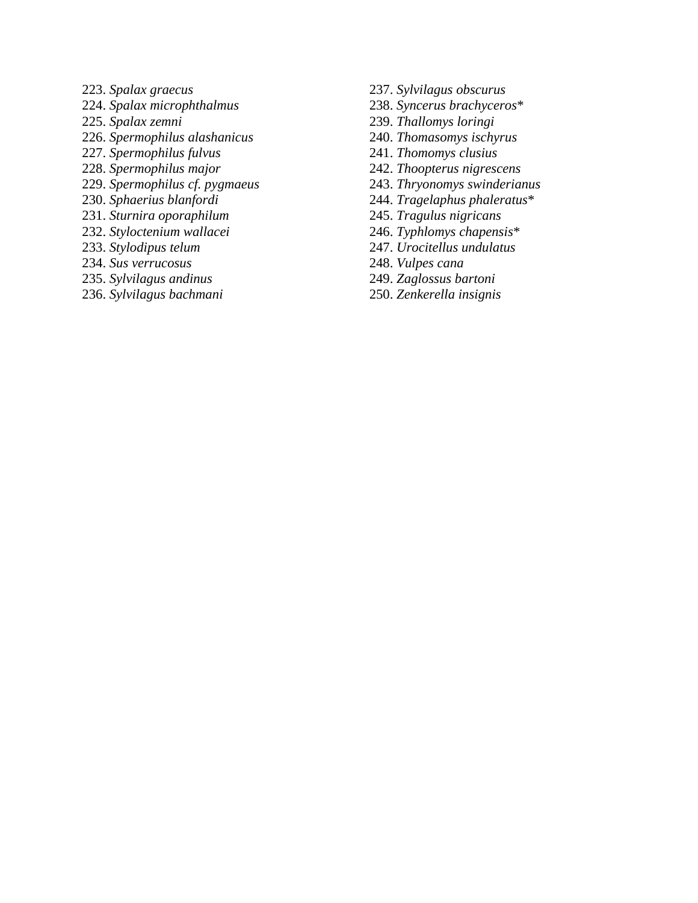223. *Spalax graecus*
224. *Spalax microphthalmus*
225. *Spalax zemni*
226. *Spermophilus alashanicus*
227. *Spermophilus fulvus*
228. *Spermophilus major*
229. *Spermophilus cf. pygmaeus*
230. *Sphaerius blanfordi*
231. *Sturnira oporaphilum*
232. *Styloctenium wallacei*
233. *Stylodipus telum*
234. *Sus verrucosus*
235. *Sylvilagus andinus*
236. *Sylvilagus bachmani*
237. *Sylvilagus obscurus*
238. *Syncerus brachyceros**
239. *Thallomys loringi*
240. *Thomasomys ischyrus*
241. *Thomomys clusius*
242. *Thoopterus nigrescens*
243. *Thryonomys swinderianus*
244. *Tragelaphus phaleratus**
245. *Tragulus nigricans*
246. *Typhlomys chapensis**
247. *Urocitellus undulatus*
248. *Vulpes cana*
249. *Zaglossus bartoni*
250. *Zenkerella insignis*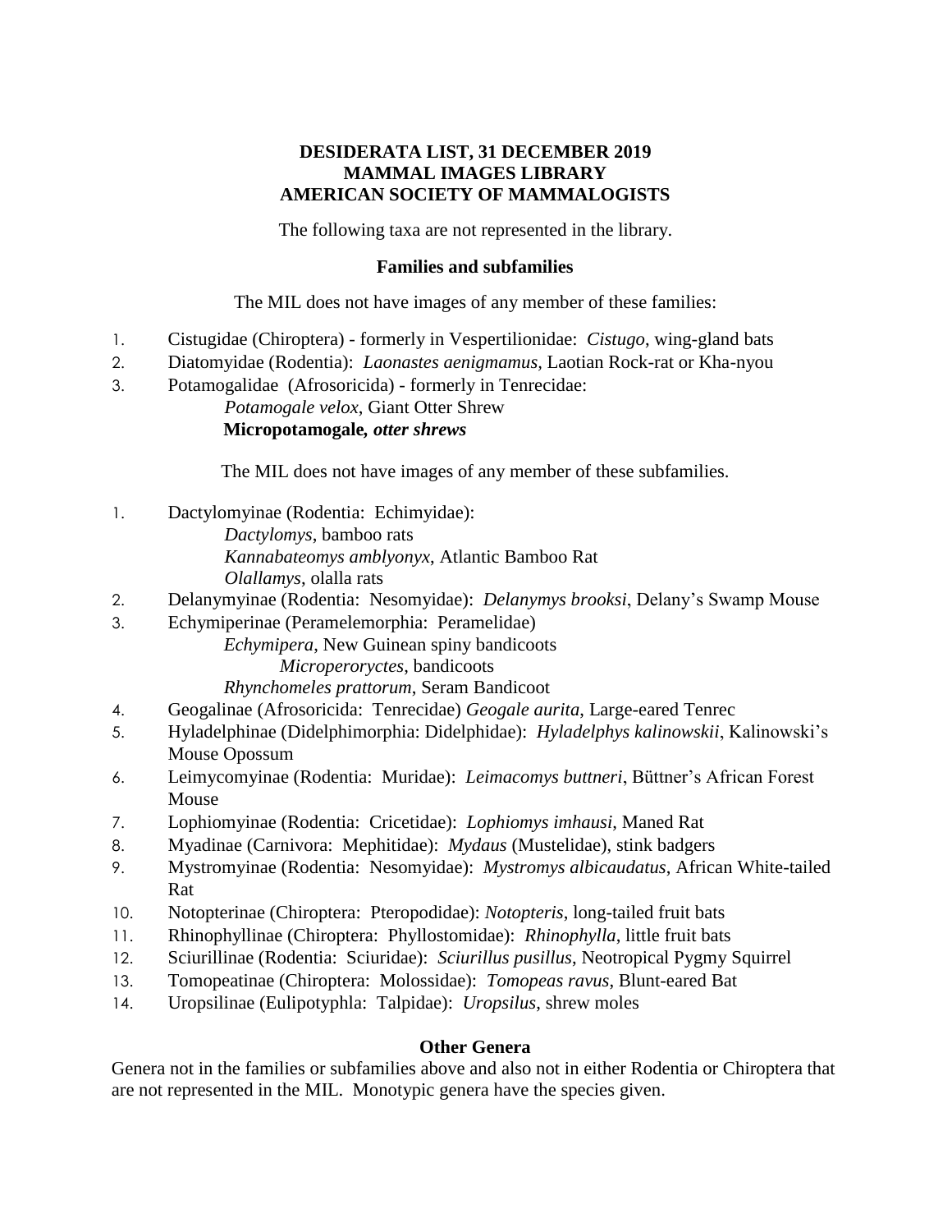**DESIDERATA LIST, 31 DECEMBER 2019**
**MAMMAL IMAGES LIBRARY**
**AMERICAN SOCIETY OF MAMMALOGISTS**

The following taxa are not represented in the library.

**Families and subfamilies**

The MIL does not have images of any member of these families:

1. Cistugidae (Chiroptera) - formerly in Vespertilionidae: *Cistugo*, wing-gland bats
2. Diatomyidae (Rodentia): *Laonastes aenigmamus*, Laotian Rock-rat or Kha-nyou
3. Potamogalidae (Afrosoricida) - formerly in Tenrecidae:
   *Potamogale velox*, Giant Otter Shrew
   **Micropotamogale*, otter shrews***

The MIL does not have images of any member of these subfamilies.

1. Dactylomyinae (Rodentia: Echimyidae):
   *Dactylomys*, bamboo rats
   *Kannabateomys amblyonyx*, Atlantic Bamboo Rat
   *Olallamys*, olalla rats
2. Delanymyinae (Rodentia: Nesomyidae): *Delanymys brooksi*, Delany's Swamp Mouse
3. Echymiperinae (Peramelemorphia: Peramelidae)
   *Echymipera*, New Guinean spiny bandicoots
   *Microperoryctes*, bandicoots
   *Rhynchomeles prattorum*, Seram Bandicoot
4. Geogalinae (Afrosoricida: Tenrecidae) *Geogale aurita*, Large-eared Tenrec
5. Hyladelphinae (Didelphimorphia: Didelphidae): *Hyladelphys kalinowskii*, Kalinowski's Mouse Opossum
6. Leimycomyinae (Rodentia: Muridae): *Leimacomys buttneri*, Büttner's African Forest Mouse
7. Lophiomyinae (Rodentia: Cricetidae): *Lophiomys imhausi*, Maned Rat
8. Myadinae (Carnivora: Mephitidae): *Mydaus* (Mustelidae), stink badgers
9. Mystromyinae (Rodentia: Nesomyidae): *Mystromys albicaudatus*, African White-tailed Rat
10. Notopterinae (Chiroptera: Pteropodidae): *Notopteris*, long-tailed fruit bats
11. Rhinophyllinae (Chiroptera: Phyllostomidae): *Rhinophylla*, little fruit bats
12. Sciurillinae (Rodentia: Sciuridae): *Sciurillus pusillus*, Neotropical Pygmy Squirrel
13. Tomopeatinae (Chiroptera: Molossidae): *Tomopeas ravus*, Blunt-eared Bat
14. Uropsilinae (Eulipotyphla: Talpidae): *Uropsilus*, shrew moles

**Other Genera**

Genera not in the families or subfamilies above and also not in either Rodentia or Chiroptera that are not represented in the MIL. Monotypic genera have the species given.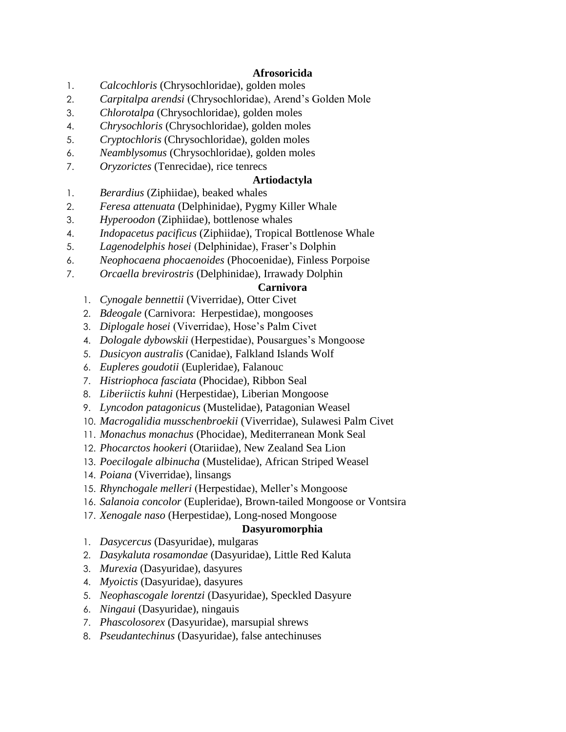**Afrosoricida**

1. *Calcochloris* (Chrysochloridae), golden moles
2. *Carpitalpa arendsi* (Chrysochloridae), Arend's Golden Mole
3. *Chlorotalpa* (Chrysochloridae), golden moles
4. *Chrysochloris* (Chrysochloridae), golden moles
5. *Cryptochloris* (Chrysochloridae), golden moles
6. *Neamblysomus* (Chrysochloridae), golden moles
7. *Oryzorictes* (Tenrecidae), rice tenrecs

**Artiodactyla**

1. *Berardius* (Ziphiidae), beaked whales
2. *Feresa attenuata* (Delphinidae), Pygmy Killer Whale
3. *Hyperoodon* (Ziphiidae), bottlenose whales
4. *Indopacetus pacificus* (Ziphiidae), Tropical Bottlenose Whale
5. *Lagenodelphis hosei* (Delphinidae), Fraser's Dolphin
6. *Neophocaena phocaenoides* (Phocoenidae), Finless Porpoise
7. *Orcaella brevirostris* (Delphinidae), Irrawady Dolphin

**Carnivora**

1. *Cynogale bennettii* (Viverridae), Otter Civet
2. *Bdeogale* (Carnivora: Herpestidae), mongooses
3. *Diplogale hosei* (Viverridae), Hose's Palm Civet
4. *Dologale dybowskii* (Herpestidae), Pousargues's Mongoose
5. *Dusicyon australis* (Canidae), Falkland Islands Wolf
6. *Eupleres goudotii* (Eupleridae), Falanouc
7. *Histriophoca fasciata* (Phocidae), Ribbon Seal
8. *Liberiictis kuhni* (Herpestidae), Liberian Mongoose
9. *Lyncodon patagonicus* (Mustelidae), Patagonian Weasel
10. *Macrogalidia musschenbroekii* (Viverridae), Sulawesi Palm Civet
11. *Monachus monachus* (Phocidae), Mediterranean Monk Seal
12. *Phocarctos hookeri* (Otariidae), New Zealand Sea Lion
13. *Poecilogale albinucha* (Mustelidae), African Striped Weasel
14. *Poiana* (Viverridae), linsangs
15. *Rhynchogale melleri* (Herpestidae), Meller's Mongoose
16. *Salanoia concolor* (Eupleridae), Brown-tailed Mongoose or Vontsira
17. *Xenogale naso* (Herpestidae), Long-nosed Mongoose

**Dasyuromorphia**

1. *Dasycercus* (Dasyuridae), mulgaras
2. *Dasykaluta rosamondae* (Dasyuridae), Little Red Kaluta
3. *Murexia* (Dasyuridae), dasyures
4. *Myoictis* (Dasyuridae), dasyures
5. *Neophascogale lorentzi* (Dasyuridae), Speckled Dasyure
6. *Ningaui* (Dasyuridae), ningauis
7. *Phascolosorex* (Dasyuridae), marsupial shrews
8. *Pseudantechinus* (Dasyuridae), false antechinuses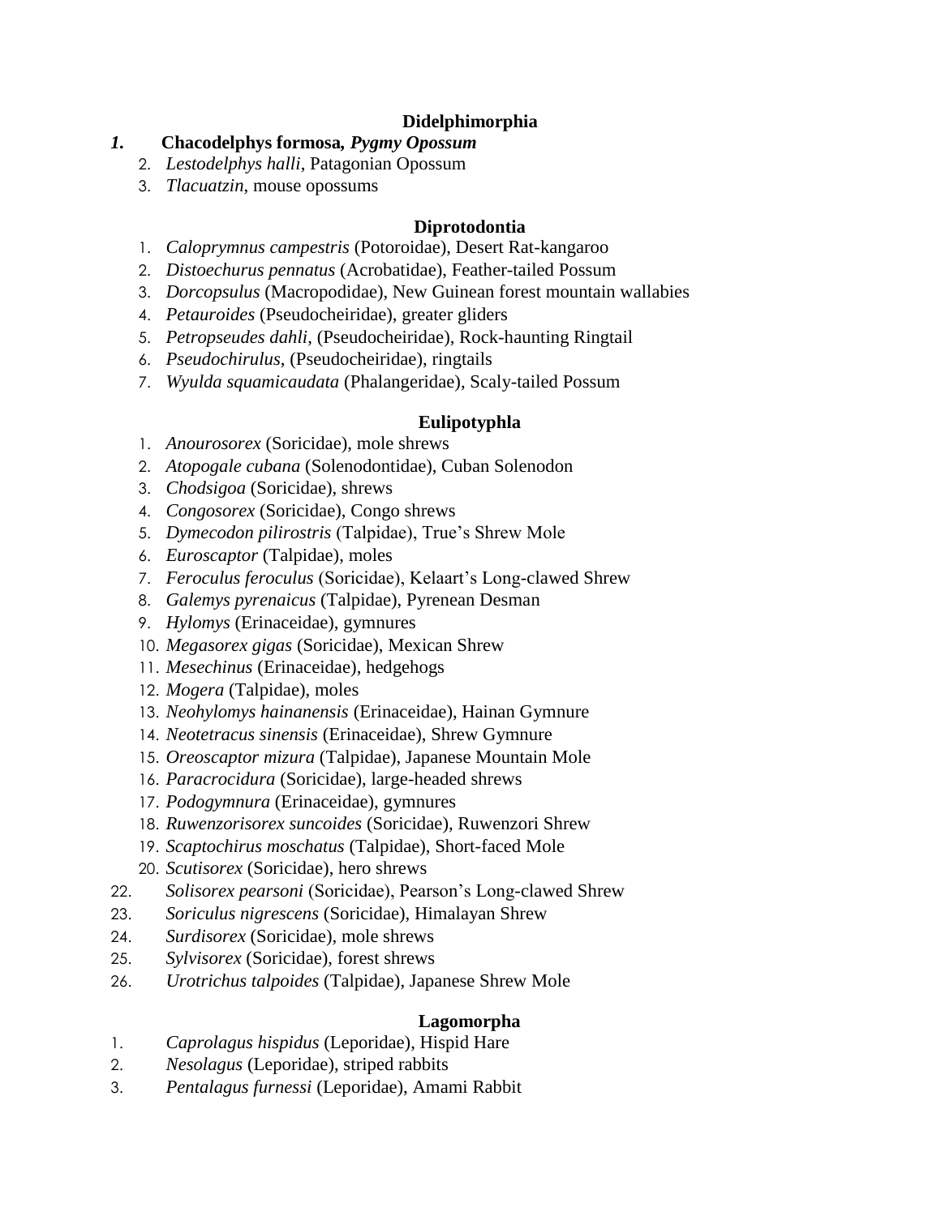**Didelphimorphia**

1. **Chacodelphys formosa, *Pygmy Opossum***
2. *Lestodelphys halli*, Patagonian Opossum
3. *Tlacuatzin*, mouse opossums

**Diprotodontia**

1. *Caloprymnus campestris* (Potoroidae), Desert Rat-kangaroo
2. *Distoechurus pennatus* (Acrobatidae), Feather-tailed Possum
3. *Dorcopsulus* (Macropodidae), New Guinean forest mountain wallabies
4. *Petauroides* (Pseudocheiridae), greater gliders
5. *Petropseudes dahli*, (Pseudocheiridae), Rock-haunting Ringtail
6. *Pseudochirulus*, (Pseudocheiridae), ringtails
7. *Wyulda squamicaudata* (Phalangeridae), Scaly-tailed Possum

**Eulipotyphla**

1. *Anourosorex* (Soricidae), mole shrews
2. *Atopogale cubana* (Solenodontidae), Cuban Solenodon
3. *Chodsigoa* (Soricidae), shrews
4. *Congosorex* (Soricidae), Congo shrews
5. *Dymecodon pilirostris* (Talpidae), True's Shrew Mole
6. *Euroscaptor* (Talpidae), moles
7. *Feroculus feroculus* (Soricidae), Kelaart's Long-clawed Shrew
8. *Galemys pyrenaicus* (Talpidae), Pyrenean Desman
9. *Hylomys* (Erinaceidae), gymnures
10. *Megasorex gigas* (Soricidae), Mexican Shrew
11. *Mesechinus* (Erinaceidae), hedgehogs
12. *Mogera* (Talpidae), moles
13. *Neohylomys hainanensis* (Erinaceidae), Hainan Gymnure
14. *Neotetracus sinensis* (Erinaceidae), Shrew Gymnure
15. *Oreoscaptor mizura* (Talpidae), Japanese Mountain Mole
16. *Paracrocidura* (Soricidae), large-headed shrews
17. *Podogymnura* (Erinaceidae), gymnures
18. *Ruwenzorisorex suncoides* (Soricidae), Ruwenzori Shrew
19. *Scaptochirus moschatus* (Talpidae), Short-faced Mole
20. *Scutisorex* (Soricidae), hero shrews

22. *Solisorex pearsoni* (Soricidae), Pearson's Long-clawed Shrew
23. *Soriculus nigrescens* (Soricidae), Himalayan Shrew
24. *Surdisorex* (Soricidae), mole shrews
25. *Sylvisorex* (Soricidae), forest shrews
26. *Urotrichus talpoides* (Talpidae), Japanese Shrew Mole

**Lagomorpha**

1. *Caprolagus hispidus* (Leporidae), Hispid Hare
2. *Nesolagus* (Leporidae), striped rabbits
3. *Pentalagus furnessi* (Leporidae), Amami Rabbit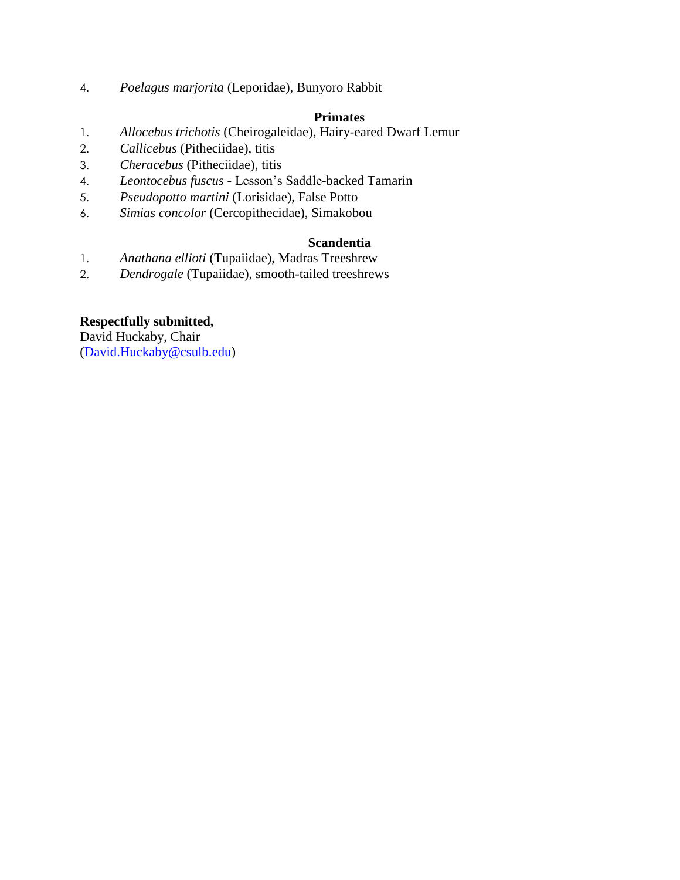4. *Poelagus marjorita* (Leporidae), Bunyoro Rabbit

**Primates**

1. *Allocebus trichotis* (Cheirogaleidae), Hairy-eared Dwarf Lemur
2. *Callicebus* (Pitheciidae), titis
3. *Cheracebus* (Pitheciidae), titis
4. *Leontocebus fuscus* - Lesson's Saddle-backed Tamarin
5. *Pseudopotto martini* (Lorisidae), False Potto
6. *Simias concolor* (Cercopithecidae), Simakobou

**Scandentia**

1. *Anathana ellioti* (Tupaiidae), Madras Treeshrew
2. *Dendrogale* (Tupaiidae), smooth-tailed treeshrews

**Respectfully submitted,**
David Huckaby, Chair
(David.Huckaby@csulb.edu)